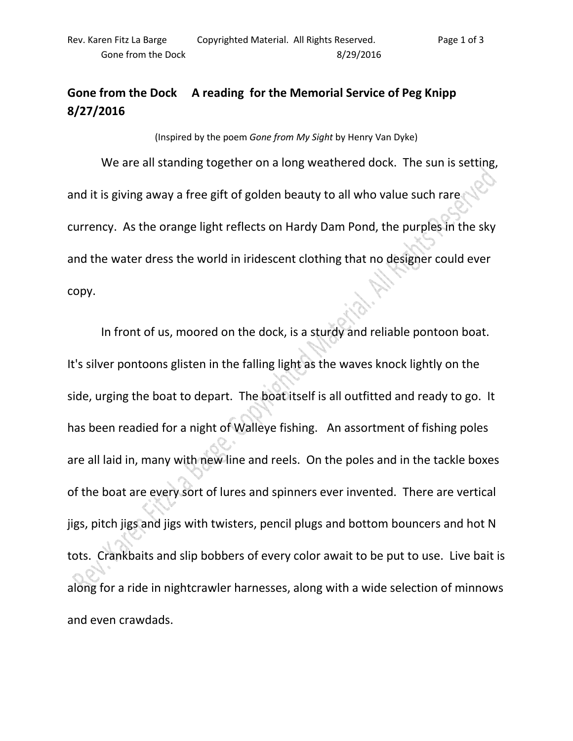## Gone from the Dock A reading for the Memorial Service of Peg Knipp 8/27/2016

(Inspired by the poem *Gone from My Sight* by Henry Van Dyke)

We are all standing together on a long weathered dock. The sun is setting, and it is giving away a free gift of golden beauty to all who value such rare currency. As the orange light reflects on Hardy Dam Pond, the purples in the sky and the water dress the world in iridescent clothing that no designer could ever copy.

In front of us, moored on the dock, is a sturdy and reliable pontoon boat. It's silver pontoons glisten in the falling light as the waves knock lightly on the side, urging the boat to depart. The boat itself is all outfitted and ready to go. It has been readied for a night of Walleye fishing. An assortment of fishing poles are all laid in, many with new line and reels. On the poles and in the tackle boxes of the boat are every sort of lures and spinners ever invented. There are vertical jigs, pitch jigs and jigs with twisters, pencil plugs and bottom bouncers and hot N tots. Crankbaits and slip bobbers of every color await to be put to use. Live bait is along for a ride in nightcrawler harnesses, along with a wide selection of minnows and even crawdads.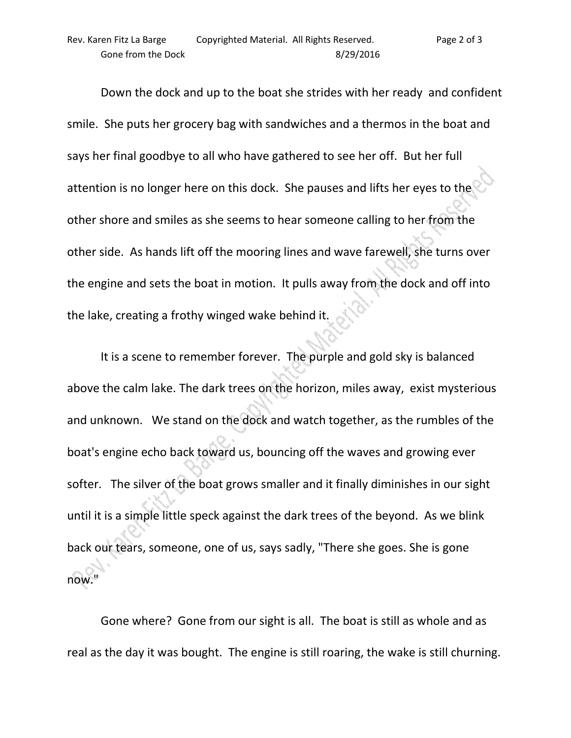Down the dock and up to the boat she strides with her ready and confident smile. She puts her grocery bag with sandwiches and a thermos in the boat and says her final goodbye to all who have gathered to see her off. But her full attention is no longer here on this dock. She pauses and lifts her eyes to the other shore and smiles as she seems to hear someone calling to her from the other side. As hands lift off the mooring lines and wave farewell, she turns over the engine and sets the boat in motion. It pulls away from the dock and off into the lake, creating a frothy winged wake behind it.

It is a scene to remember forever. The purple and gold sky is balanced above the calm lake. The dark trees on the horizon, miles away, exist mysterious and unknown. We stand on the dock and watch together, as the rumbles of the boat's engine echo back toward us, bouncing off the waves and growing ever softer. The silver of the boat grows smaller and it finally diminishes in our sight until it is a simple little speck against the dark trees of the beyond. As we blink back our tears, someone, one of us, says sadly, "There she goes. She is gone now."

Gone where? Gone from our sight is all. The boat is still as whole and as real as the day it was bought. The engine is still roaring, the wake is still churning.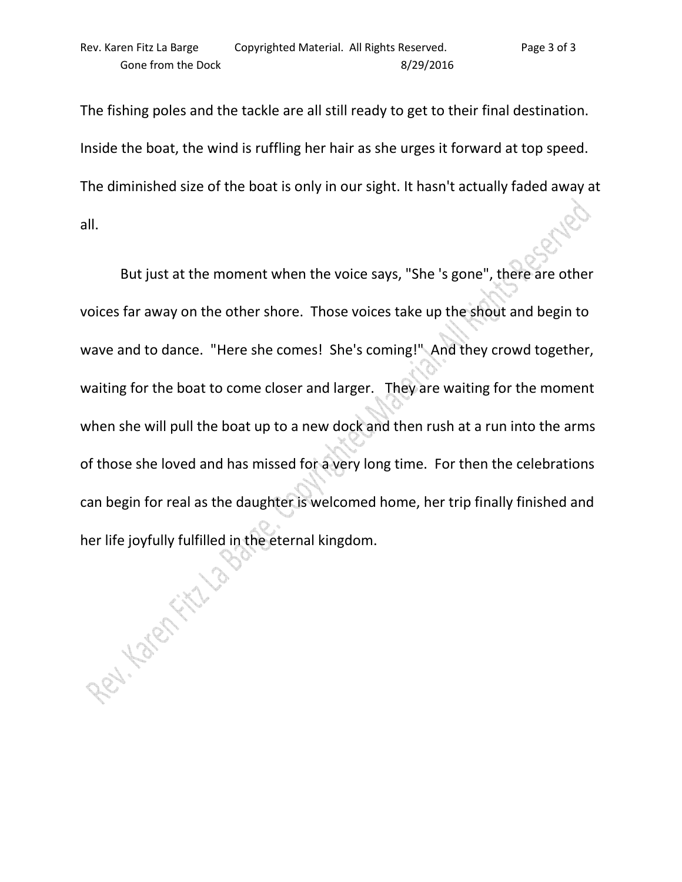The fishing poles and the tackle are all still ready to get to their final destination. Inside the boat, the wind is ruffling her hair as she urges it forward at top speed. The diminished size of the boat is only in our sight. It hasn't actually faded away at all.

But just at the moment when the voice says, "She 's gone", there are other voices far away on the other shore. Those voices take up the shout and begin to wave and to dance. "Here she comes! She's coming!" And they crowd together, waiting for the boat to come closer and larger. They are waiting for the moment when she will pull the boat up to a new dock and then rush at a run into the arms of those she loved and has missed for a very long time. For then the celebrations can begin for real as the daughter is welcomed home, her trip finally finished and her life joyfully fulfilled in the eternal kingdom.